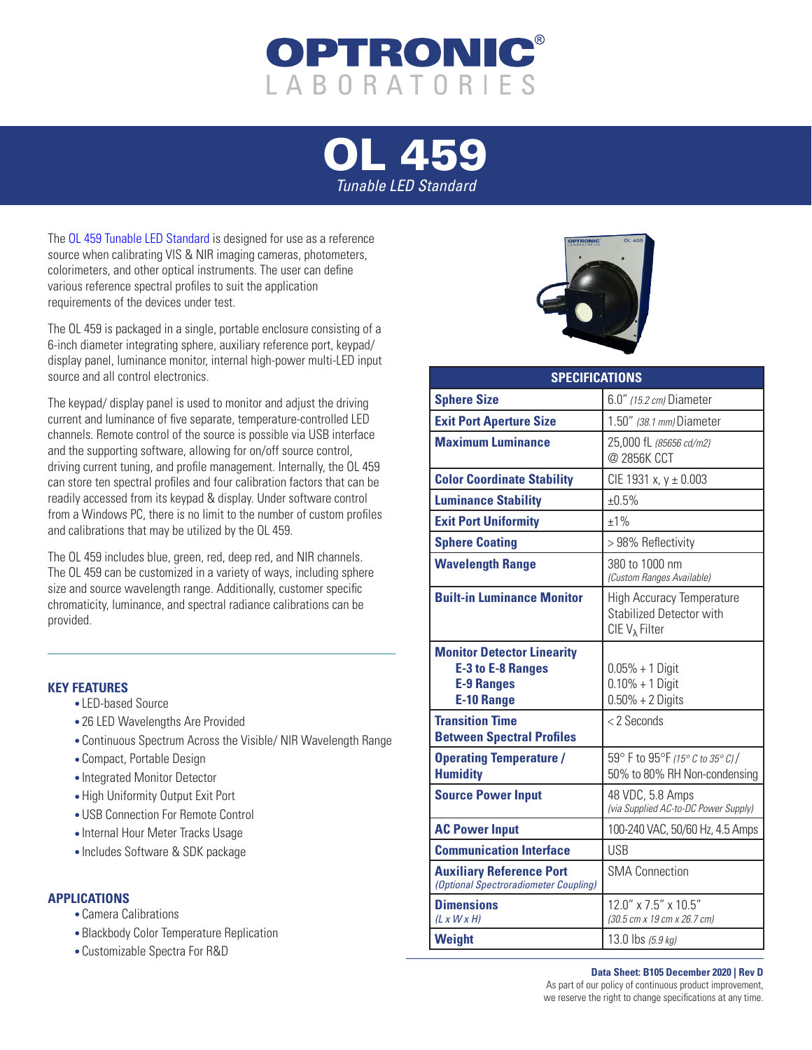# OPTRONIC® LABORATORIES

# OL 459

*Tunable LED Standard*

The OL 459 Tunable LED Standard is designed for use as a reference source when calibrating VIS & NIR imaging cameras, photometers, colorimeters, and other optical instruments. The user can define various reference spectral profiles to suit the application requirements of the devices under test.

The OL 459 is packaged in a single, portable enclosure consisting of a 6-inch diameter integrating sphere, auxiliary reference port, keypad/ display panel, luminance monitor, internal high-power multi-LED input source and all control electronics.

The keypad/ display panel is used to monitor and adjust the driving current and luminance of five separate, temperature-controlled LED channels. Remote control of the source is possible via USB interface and the supporting software, allowing for on/off source control, driving current tuning, and profile management. Internally, the OL 459 can store ten spectral profiles and four calibration factors that can be readily accessed from its keypad & display. Under software control from a Windows PC, there is no limit to the number of custom profiles and calibrations that may be utilized by the OL 459.

The OL 459 includes blue, green, red, deep red, and NIR channels. The OL 459 can be customized in a variety of ways, including sphere size and source wavelength range. Additionally, customer specific chromaticity, luminance, and spectral radiance calibrations can be provided.

## KEY FEATURES

- LED-based Source
- 26 LED Wavelengths Are Provided
- Continuous Spectrum Across the Visible/ NIR Wavelength Range
- Compact, Portable Design
- Integrated Monitor Detector
- High Uniformity Output Exit Port
- USB Connection For Remote Control
- Internal Hour Meter Tracks Usage
- Includes Software & SDK package

## APPLICATIONS

- Camera Calibrations
- Blackbody Color Temperature Replication
- Customizable Spectra For R&D

| SPECIFICATIONS | |
|---|---|
| **Sphere Size** | 6.0" *(15.2 cm)* Diameter |
| **Exit Port Aperture Size** | 1.50" *(38.1 mm)* Diameter |
| **Maximum Luminance** | 25,000 fL *(85656 cd/m2)* @ 2856K CCT |
| **Color Coordinate Stability** | CIE 1931 x, y ± 0.003 |
| **Luminance Stability** | ±0.5% |
| **Exit Port Uniformity** | ±1% |
| **Sphere Coating** | > 98% Reflectivity |
| **Wavelength Range** | 380 to 1000 nm *(Custom Ranges Available)* |
| **Built-in Luminance Monitor** | High Accuracy Temperature Stabilized Detector with CIE $V_\lambda$ Filter |
| **Monitor Detector Linearity** | |
| **E-3 to E-8 Ranges** | 0.05% + 1 Digit |
| **E-9 Ranges** | 0.10% + 1 Digit |
| **E-10 Range** | 0.50% + 2 Digits |
| **Transition Time Between Spectral Profiles** | < 2 Seconds |
| **Operating Temperature / Humidity** | 59° F to 95°F *(15° C to 35° C)* / 50% to 80% RH Non-condensing |
| **Source Power Input** | 48 VDC, 5.8 Amps *(via Supplied AC-to-DC Power Supply)* |
| **AC Power Input** | 100-240 VAC, 50/60 Hz, 4.5 Amps |
| **Communication Interface** | USB |
| **Auxiliary Reference Port** *(Optional Spectroradiometer Coupling)* | SMA Connection |
| **Dimensions** *(L x W x H)* | 12.0" x 7.5" x 10.5" *(30.5 cm x 19 cm x 26.7 cm)* |
| **Weight** | 13.0 lbs *(5.9 kg)* |

**Data Sheet: B105 December 2020 | Rev D**

As part of our policy of continuous product improvement, we reserve the right to change specifications at any time.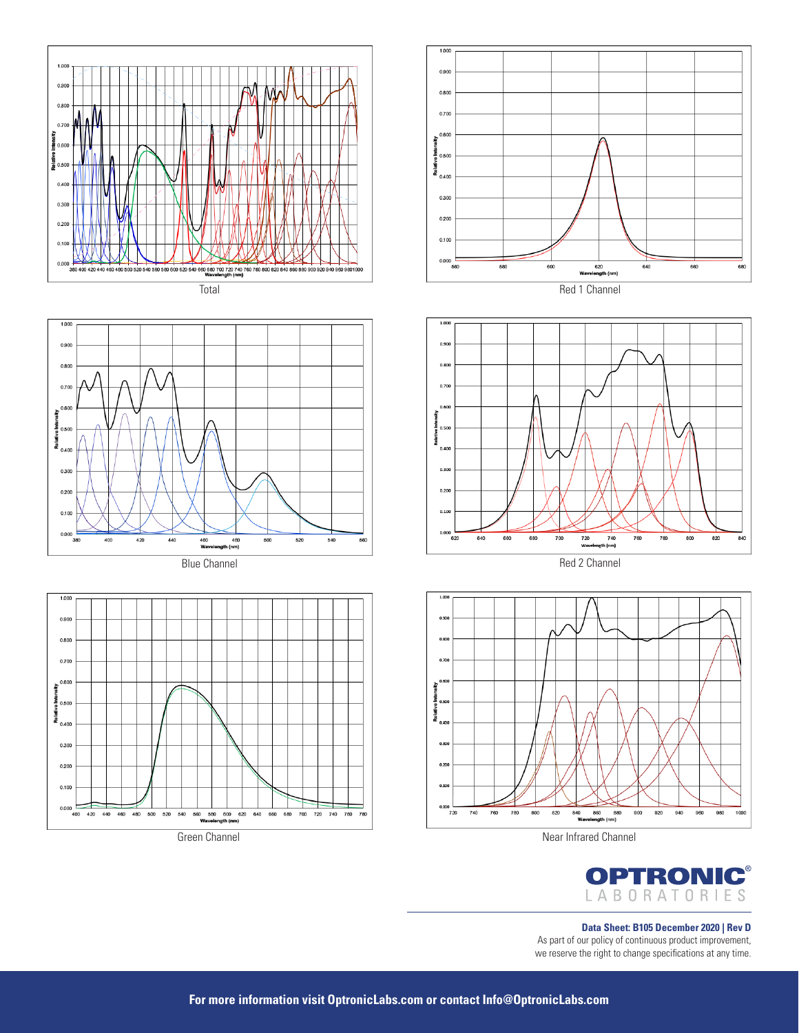Relative Intensity

1.000
0.900
0.800
0.700
0.600
0.500
0.400
0.300
0.200
0.100
0.000

380 400 420 440 460 480 500 520 540 560 580 600 620 640 660 680 700 720 740 760 780 800 820 840 860 880 900 920 940 960 980 1000

Wavelength (nm)

Total

Relative Intensity

1.000
0.900
0.800
0.700
0.600
0.500
0.400
0.300
0.200
0.100
0.000

560 580 600 620 640 660 680

Wavelength (nm)

Red 1 Channel

Relative Intensity

1.000
0.900
0.800
0.700
0.600
0.500
0.400
0.300
0.200
0.100
0.000

380 400 420 440 460 480 500 520 540 560

Wavelength (nm)

Blue Channel

Relative Intensity

1.000
0.900
0.800
0.700
0.600
0.500
0.400
0.300
0.200
0.100
0.000

620 640 660 680 700 720 740 760 780 800 820 840

Wavelength (nm)

Red 2 Channel

Relative Intensity

1.000
0.900
0.800
0.700
0.600
0.500
0.400
0.300
0.200
0.100
0.000

400 420 440 460 480 500 520 540 560 580 600 620 640 660 680 700 720 740 760 780

Wavelength (nm)

Green Channel

Relative Intensity

1.000
0.900
0.800
0.700
0.600
0.500
0.400
0.300
0.200
0.100
0.000

720 740 760 780 800 820 840 860 880 900 920 940 960 980 1000

Wavelength (nm)

Near Infrared Channel

**OPTRONIC®**
LABORATORIES

**Data Sheet: B105 December 2020 | Rev D**

As part of our policy of continuous product improvement, we reserve the right to change specifications at any time.

**For more information visit OptronicLabs.com or contact Info@OptronicLabs.com**